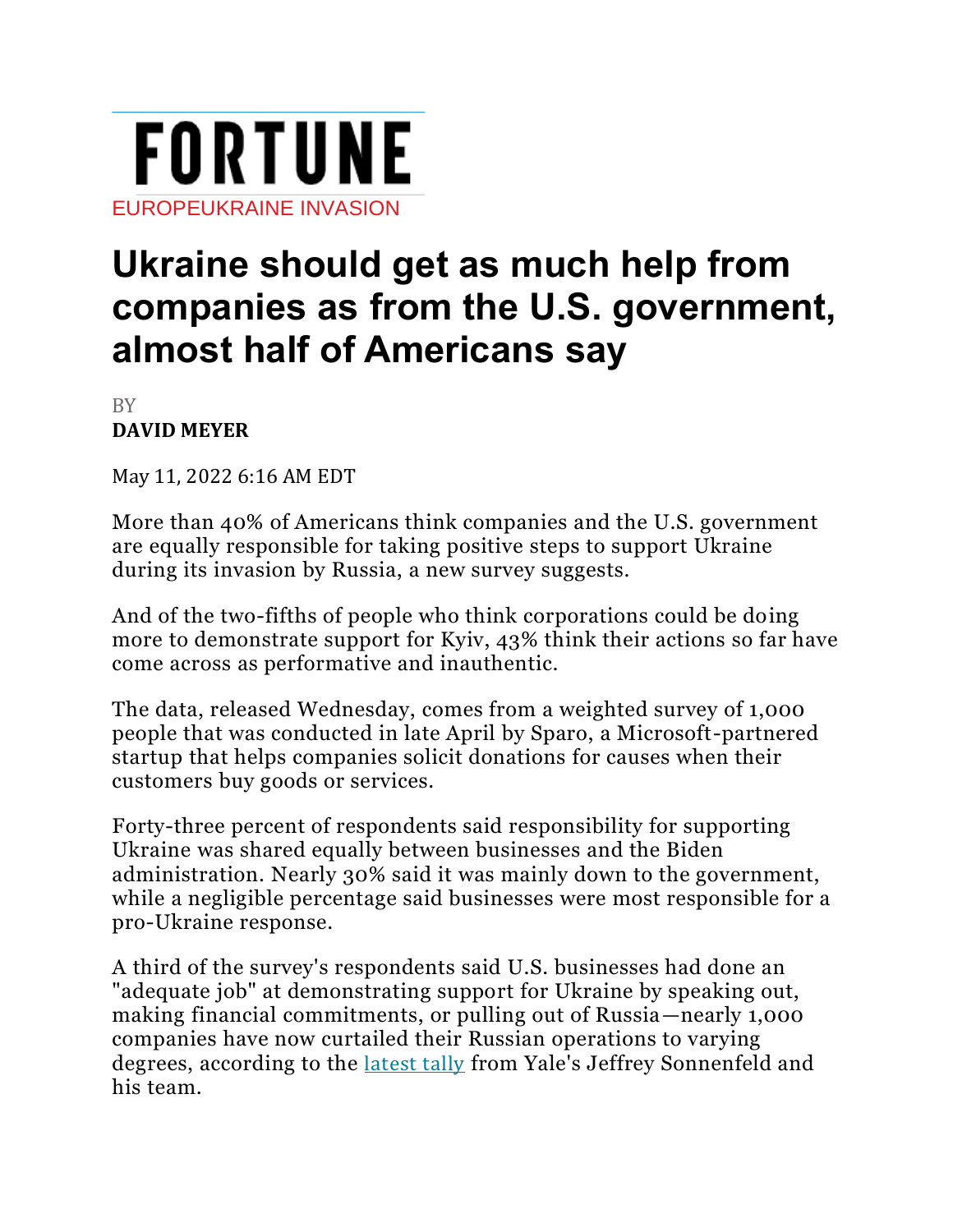FORTUNE

EUROPEUKRAINE INVASION

# Ukraine should get as much help from companies as from the U.S. government, almost half of Americans say

BY

**DAVID MEYER**

May 11, 2022 6:16 AM EDT

More than 40% of Americans think companies and the U.S. government are equally responsible for taking positive steps to support Ukraine during its invasion by Russia, a new survey suggests.

And of the two-fifths of people who think corporations could be doing more to demonstrate support for Kyiv, 43% think their actions so far have come across as performative and inauthentic.

The data, released Wednesday, comes from a weighted survey of 1,000 people that was conducted in late April by Sparo, a Microsoft-partnered startup that helps companies solicit donations for causes when their customers buy goods or services.

Forty-three percent of respondents said responsibility for supporting Ukraine was shared equally between businesses and the Biden administration. Nearly 30% said it was mainly down to the government, while a negligible percentage said businesses were most responsible for a pro-Ukraine response.

A third of the survey's respondents said U.S. businesses had done an "adequate job" at demonstrating support for Ukraine by speaking out, making financial commitments, or pulling out of Russia—nearly 1,000 companies have now curtailed their Russian operations to varying degrees, according to the latest tally from Yale's Jeffrey Sonnenfeld and his team.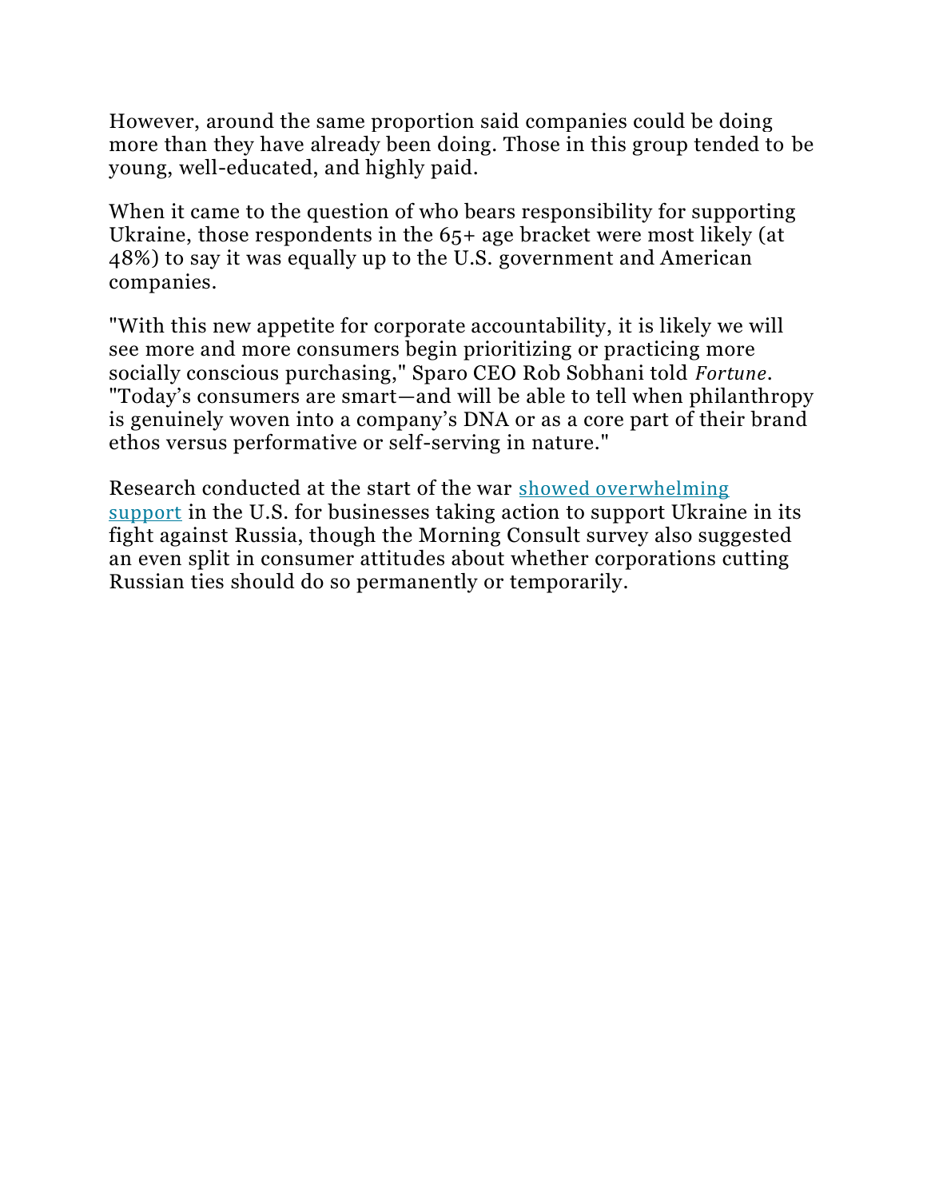However, around the same proportion said companies could be doing more than they have already been doing. Those in this group tended to be young, well-educated, and highly paid.

When it came to the question of who bears responsibility for supporting Ukraine, those respondents in the 65+ age bracket were most likely (at 48%) to say it was equally up to the U.S. government and American companies.

"With this new appetite for corporate accountability, it is likely we will see more and more consumers begin prioritizing or practicing more socially conscious purchasing," Sparo CEO Rob Sobhani told *Fortune*. "Today's consumers are smart—and will be able to tell when philanthropy is genuinely woven into a company's DNA or as a core part of their brand ethos versus performative or self-serving in nature."

Research conducted at the start of the war showed overwhelming support in the U.S. for businesses taking action to support Ukraine in its fight against Russia, though the Morning Consult survey also suggested an even split in consumer attitudes about whether corporations cutting Russian ties should do so permanently or temporarily.